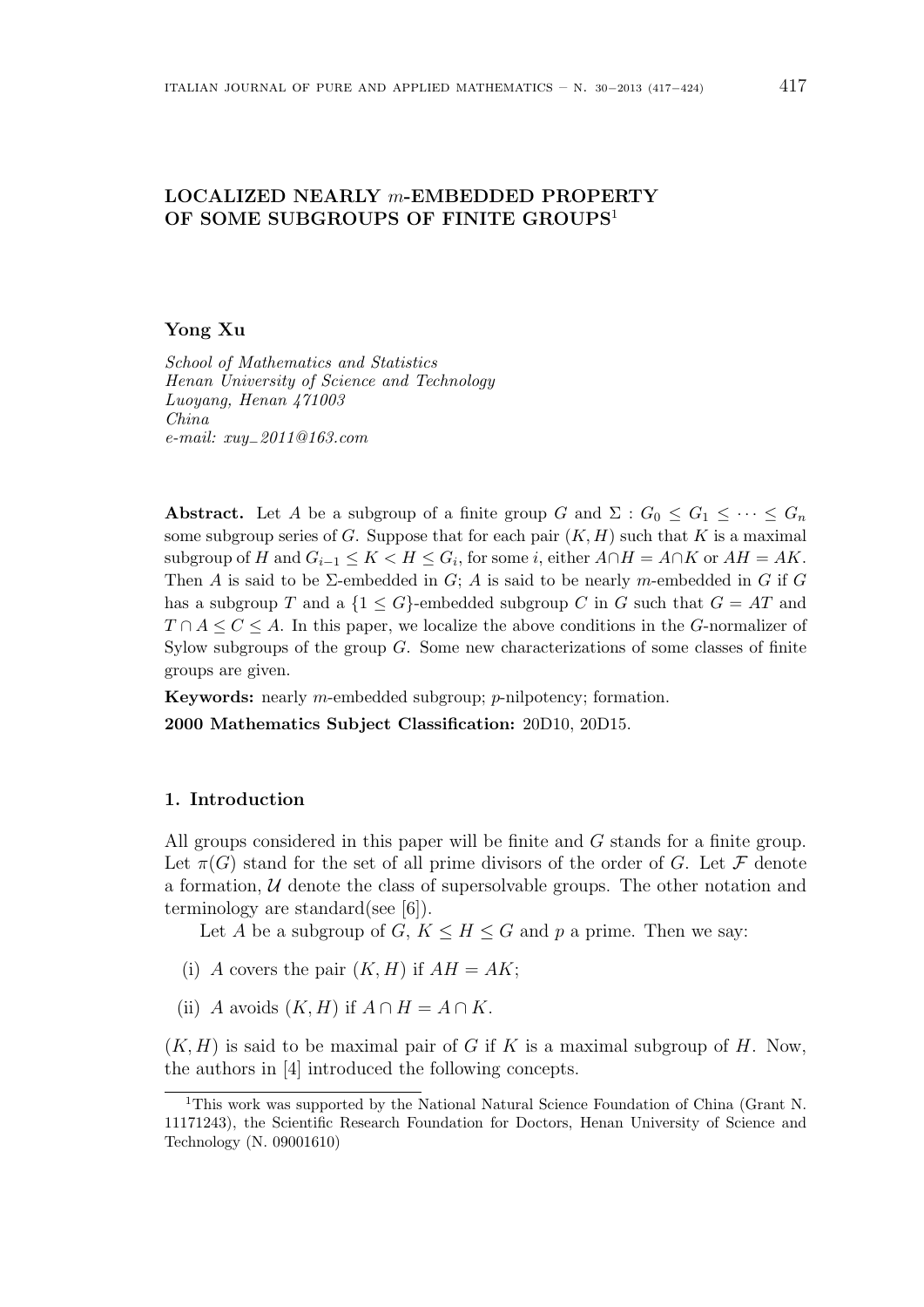# LOCALIZED NEARLY $m$-EMBEDDED PROPERTY OF SOME SUBGROUPS OF FINITE GROUPS[1]

**Yong Xu**

*School of Mathematics and Statistics*
*Henan University of Science and Technology*
*Luoyang, Henan 471003*
*China*
*e-mail: xuy_2011@163.com*

**Abstract.** Let $A$ be a subgroup of a finite group $G$ and $\Sigma : G_0 \leq G_1 \leq \cdots \leq G_n$ some subgroup series of $G$. Suppose that for each pair $(K, H)$ such that $K$ is a maximal subgroup of $H$ and $G_{i-1} \leq K < H \leq G_i$, for some $i$, either $A \cap H = A \cap K$ or $AH = AK$. Then $A$ is said to be $\Sigma$-embedded in $G$; $A$ is said to be nearly $m$-embedded in $G$ if $G$ has a subgroup $T$ and a $\{1 \leq G\}$-embedded subgroup $C$ in $G$ such that $G = AT$ and $T \cap A \leq C \leq A$. In this paper, we localize the above conditions in the $G$-normalizer of Sylow subgroups of the group $G$. Some new characterizations of some classes of finite groups are given.

**Keywords:** nearly $m$-embedded subgroup; $p$-nilpotency; formation.

**2000 Mathematics Subject Classification:** 20D10, 20D15.

## 1. Introduction

All groups considered in this paper will be finite and $G$ stands for a finite group. Let $\pi(G)$ stand for the set of all prime divisors of the order of $G$. Let $\mathcal{F}$ denote a formation, $\mathcal{U}$ denote the class of supersolvable groups. The other notation and terminology are standard(see [6]).

Let $A$ be a subgroup of $G$, $K \leq H \leq G$ and $p$ a prime. Then we say:

(i) $A$ covers the pair $(K, H)$ if $AH = AK$;

(ii) $A$ avoids $(K, H)$ if $A \cap H = A \cap K$.

$(K, H)$ is said to be maximal pair of $G$ if $K$ is a maximal subgroup of $H$. Now, the authors in [4] introduced the following concepts.

[1]This work was supported by the National Natural Science Foundation of China (Grant N. 11171243), the Scientific Research Foundation for Doctors, Henan University of Science and Technology (N. 09001610)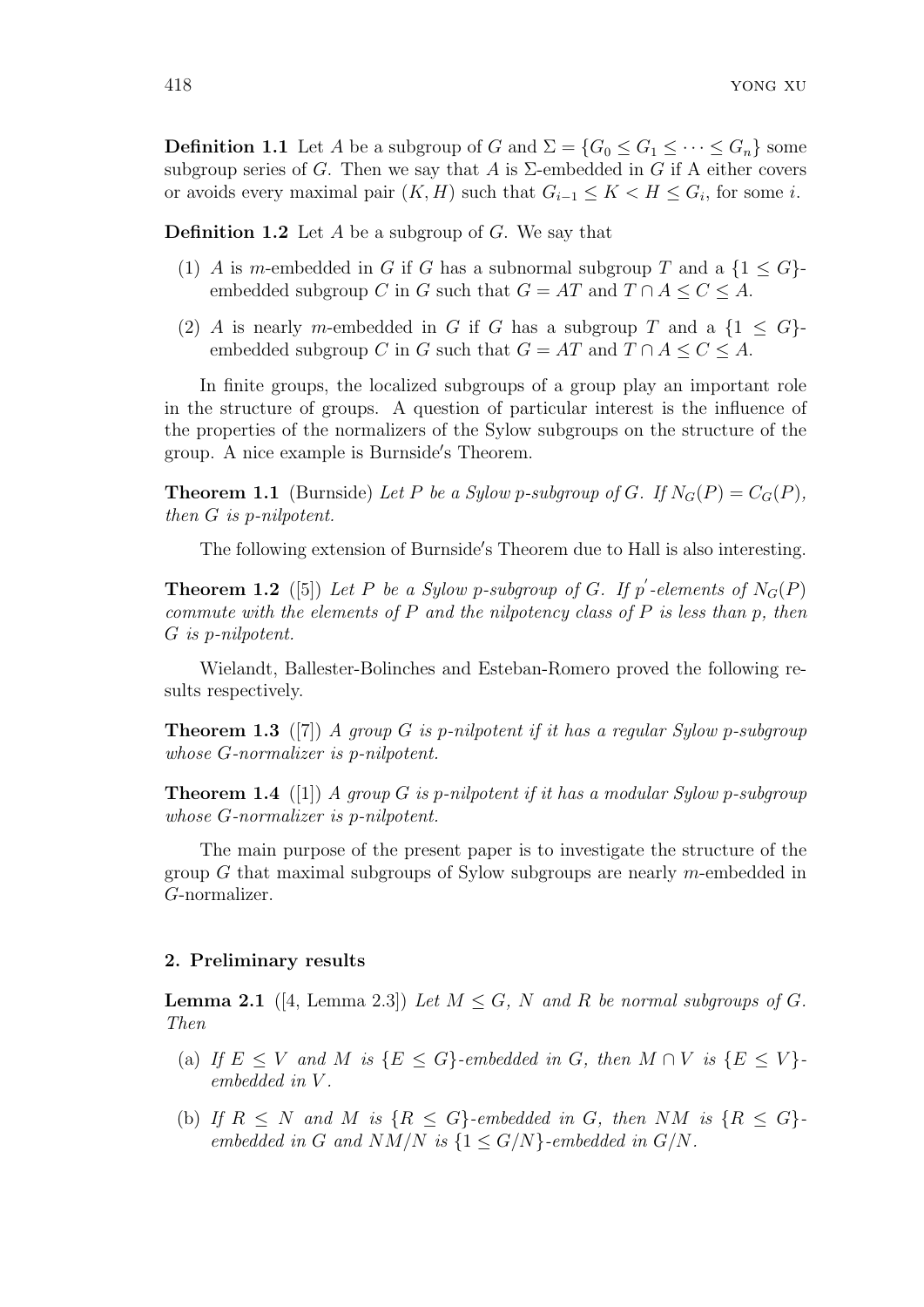**Definition 1.1** Let $A$ be a subgroup of $G$ and $\Sigma = \{G_0 \leq G_1 \leq \cdots \leq G_n\}$ some subgroup series of $G$. Then we say that $A$ is $\Sigma$-embedded in $G$ if A either covers or avoids every maximal pair $(K, H)$ such that $G_{i-1} \leq K < H \leq G_i$, for some $i$.

**Definition 1.2** Let $A$ be a subgroup of $G$. We say that

1. $A$ is $m$-embedded in $G$ if $G$ has a subnormal subgroup $T$ and a $\{1 \leq G\}$-embedded subgroup $C$ in $G$ such that $G = AT$ and $T \cap A \leq C \leq A$.
2. $A$ is nearly $m$-embedded in $G$ if $G$ has a subgroup $T$ and a $\{1 \leq G\}$-embedded subgroup $C$ in $G$ such that $G = AT$ and $T \cap A \leq C \leq A$.

In finite groups, the localized subgroups of a group play an important role in the structure of groups. A question of particular interest is the influence of the properties of the normalizers of the Sylow subgroups on the structure of the group. A nice example is Burnside′s Theorem.

**Theorem 1.1** (Burnside) *Let $P$ be a Sylow $p$-subgroup of $G$. If $N_G(P) = C_G(P)$, then $G$ is $p$-nilpotent.*

The following extension of Burnside′s Theorem due to Hall is also interesting.

**Theorem 1.2** ([5]) *Let $P$ be a Sylow $p$-subgroup of $G$. If $p'$-elements of $N_G(P)$ commute with the elements of $P$ and the nilpotency class of $P$ is less than $p$, then $G$ is $p$-nilpotent.*

Wielandt, Ballester-Bolinches and Esteban-Romero proved the following results respectively.

**Theorem 1.3** ([7]) *A group $G$ is $p$-nilpotent if it has a regular Sylow $p$-subgroup whose $G$-normalizer is $p$-nilpotent.*

**Theorem 1.4** ([1]) *A group $G$ is $p$-nilpotent if it has a modular Sylow $p$-subgroup whose $G$-normalizer is $p$-nilpotent.*

The main purpose of the present paper is to investigate the structure of the group $G$ that maximal subgroups of Sylow subgroups are nearly $m$-embedded in $G$-normalizer.

## 2. Preliminary results

**Lemma 2.1** ([4, Lemma 2.3]) *Let $M \leq G$, $N$ and $R$ be normal subgroups of $G$. Then*

(a) *If $E \leq V$ and $M$ is $\{E \leq G\}$-embedded in $G$, then $M \cap V$ is $\{E \leq V\}$-embedded in $V$.*

(b) *If $R \leq N$ and $M$ is $\{R \leq G\}$-embedded in $G$, then $NM$ is $\{R \leq G\}$-embedded in $G$ and $NM/N$ is $\{1 \leq G/N\}$-embedded in $G/N$.*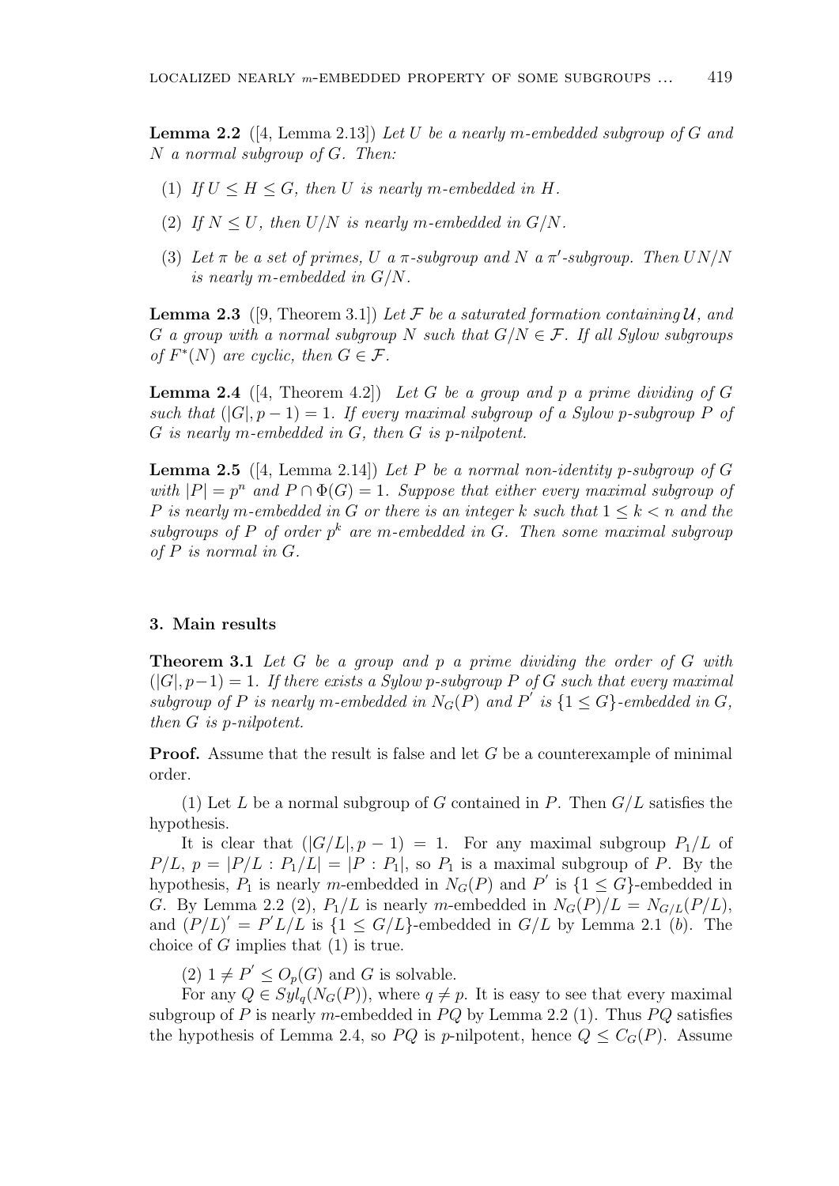**Lemma 2.2** ([4, Lemma 2.13]) *Let $U$ be a nearly $m$-embedded subgroup of $G$ and $N$ a normal subgroup of $G$. Then:*

1. *If $U \leq H \leq G$, then $U$ is nearly $m$-embedded in $H$.*
2. *If $N \leq U$, then $U/N$ is nearly $m$-embedded in $G/N$.*
3. *Let $\pi$ be a set of primes, $U$ a $\pi$-subgroup and $N$ a $\pi'$-subgroup. Then $UN/N$ is nearly $m$-embedded in $G/N$.*

**Lemma 2.3** ([9, Theorem 3.1]) *Let $\mathcal{F}$ be a saturated formation containing $\mathcal{U}$, and $G$ a group with a normal subgroup $N$ such that $G/N \in \mathcal{F}$. If all Sylow subgroups of $F^*(N)$ are cyclic, then $G \in \mathcal{F}$.*

**Lemma 2.4** ([4, Theorem 4.2]) *Let $G$ be a group and $p$ a prime dividing of $G$ such that $(|G|, p-1) = 1$. If every maximal subgroup of a Sylow $p$-subgroup $P$ of $G$ is nearly $m$-embedded in $G$, then $G$ is $p$-nilpotent.*

**Lemma 2.5** ([4, Lemma 2.14]) *Let $P$ be a normal non-identity $p$-subgroup of $G$ with $|P| = p^n$ and $P \cap \Phi(G) = 1$. Suppose that either every maximal subgroup of $P$ is nearly $m$-embedded in $G$ or there is an integer $k$ such that $1 \leq k < n$ and the subgroups of $P$ of order $p^k$ are $m$-embedded in $G$. Then some maximal subgroup of $P$ is normal in $G$.*

## 3. Main results

**Theorem 3.1** *Let $G$ be a group and $p$ a prime dividing the order of $G$ with $(|G|, p-1) = 1$. If there exists a Sylow $p$-subgroup $P$ of $G$ such that every maximal subgroup of $P$ is nearly $m$-embedded in $N_G(P)$ and $P'$ is $\{1 \leq G\}$-embedded in $G$, then $G$ is $p$-nilpotent.*

**Proof.** Assume that the result is false and let $G$ be a counterexample of minimal order.

(1) Let $L$ be a normal subgroup of $G$ contained in $P$. Then $G/L$ satisfies the hypothesis.

It is clear that $(|G/L|, p-1) = 1$. For any maximal subgroup $P_1/L$ of $P/L$, $p = |P/L : P_1/L| = |P : P_1|$, so $P_1$ is a maximal subgroup of $P$. By the hypothesis, $P_1$ is nearly $m$-embedded in $N_G(P)$ and $P'$ is $\{1 \leq G\}$-embedded in $G$. By Lemma 2.2 (2), $P_1/L$ is nearly $m$-embedded in $N_G(P)/L = N_{G/L}(P/L)$, and $(P/L)' = P'L/L$ is $\{1 \leq G/L\}$-embedded in $G/L$ by Lemma 2.1 ($b$). The choice of $G$ implies that (1) is true.

(2) $1 \neq P' \leq O_p(G)$ and $G$ is solvable.

For any $Q \in Syl_q(N_G(P))$, where $q \neq p$. It is easy to see that every maximal subgroup of $P$ is nearly $m$-embedded in $PQ$ by Lemma 2.2 (1). Thus $PQ$ satisfies the hypothesis of Lemma 2.4, so $PQ$ is $p$-nilpotent, hence $Q \leq C_G(P)$. Assume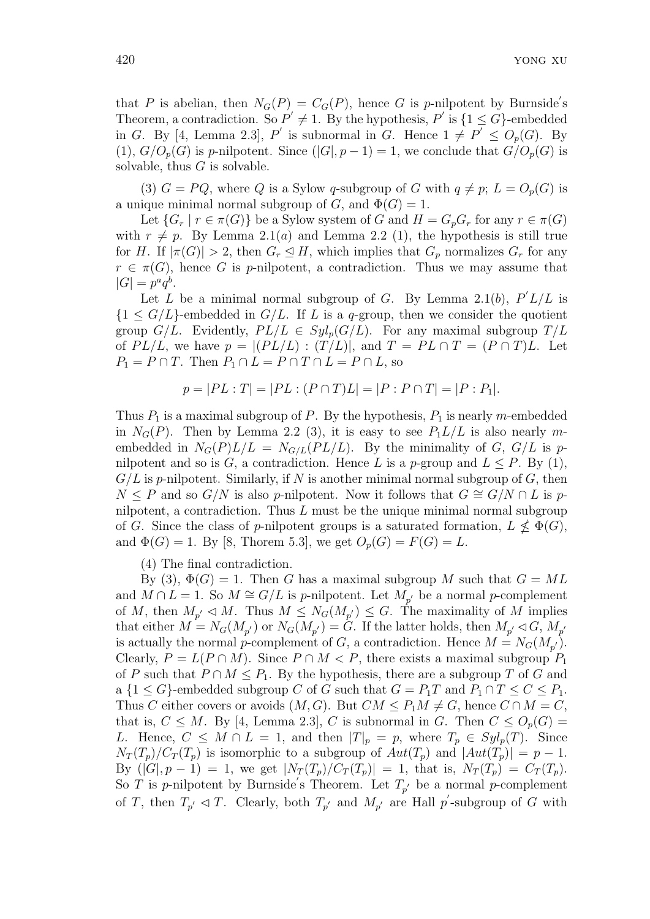that $P$ is abelian, then $N_G(P) = C_G(P)$, hence $G$ is $p$-nilpotent by Burnside's Theorem, a contradiction. So $P' \neq 1$. By the hypothesis, $P'$ is $\{1 \leq G\}$-embedded in $G$. By [4, Lemma 2.3], $P'$ is subnormal in $G$. Hence $1 \neq P' \leq O_p(G)$. By (1), $G/O_p(G)$ is $p$-nilpotent. Since $(|G|, p-1) = 1$, we conclude that $G/O_p(G)$ is solvable, thus $G$ is solvable.

(3) $G = PQ$, where $Q$ is a Sylow $q$-subgroup of $G$ with $q \neq p$; $L = O_p(G)$ is a unique minimal normal subgroup of $G$, and $\Phi(G) = 1$.

Let $\{G_r \mid r \in \pi(G)\}$ be a Sylow system of $G$ and $H = G_pG_r$ for any $r \in \pi(G)$ with $r \neq p$. By Lemma 2.1(*a*) and Lemma 2.2 (1), the hypothesis is still true for $H$. If $|\pi(G)| > 2$, then $G_r \trianglelefteq H$, which implies that $G_p$ normalizes $G_r$ for any $r \in \pi(G)$, hence $G$ is $p$-nilpotent, a contradiction. Thus we may assume that $|G| = p^a q^b$.

Let $L$ be a minimal normal subgroup of $G$. By Lemma 2.1(*b*), $P'L/L$ is $\{1 \leq G/L\}$-embedded in $G/L$. If $L$ is a $q$-group, then we consider the quotient group $G/L$. Evidently, $PL/L \in Syl_p(G/L)$. For any maximal subgroup $T/L$ of $PL/L$, we have $p = |(PL/L) : (T/L)|$, and $T = PL \cap T = (P \cap T)L$. Let $P_1 = P \cap T$. Then $P_1 \cap L = P \cap T \cap L = P \cap L$, so

$$p = |PL : T| = |PL : (P \cap T)L| = |P : P \cap T| = |P : P_1|.$$

Thus $P_1$ is a maximal subgroup of $P$. By the hypothesis, $P_1$ is nearly $m$-embedded in $N_G(P)$. Then by Lemma 2.2 (3), it is easy to see $P_1L/L$ is also nearly $m$-embedded in $N_G(P)L/L = N_{G/L}(PL/L)$. By the minimality of $G$, $G/L$ is $p$-nilpotent and so is $G$, a contradiction. Hence $L$ is a $p$-group and $L \leq P$. By (1), $G/L$ is $p$-nilpotent. Similarly, if $N$ is another minimal normal subgroup of $G$, then $N \leq P$ and so $G/N$ is also $p$-nilpotent. Now it follows that $G \cong G/N \cap L$ is $p$-nilpotent, a contradiction. Thus $L$ must be the unique minimal normal subgroup of $G$. Since the class of $p$-nilpotent groups is a saturated formation, $L \nleq \Phi(G)$, and $\Phi(G) = 1$. By [8, Thorem 5.3], we get $O_p(G) = F(G) = L$.

(4) The final contradiction.

By (3), $\Phi(G) = 1$. Then $G$ has a maximal subgroup $M$ such that $G = ML$ and $M \cap L = 1$. So $M \cong G/L$ is $p$-nilpotent. Let $M_{p'}$ be a normal $p$-complement of $M$, then $M_{p'} \lhd M$. Thus $M \leq N_G(M_{p'}) \leq G$. The maximality of $M$ implies that either $M = N_G(M_{p'})$ or $N_G(M_{p'}) = G$. If the latter holds, then $M_{p'} \lhd G$, $M_{p'}$ is actually the normal $p$-complement of $G$, a contradiction. Hence $M = N_G(M_{p'})$. Clearly, $P = L(P \cap M)$. Since $P \cap M < P$, there exists a maximal subgroup $P_1$ of $P$ such that $P \cap M \leq P_1$. By the hypothesis, there are a subgroup $T$ of $G$ and a $\{1 \leq G\}$-embedded subgroup $C$ of $G$ such that $G = P_1T$ and $P_1 \cap T \leq C \leq P_1$. Thus $C$ either covers or avoids $(M, G)$. But $CM \leq P_1M \neq G$, hence $C \cap M = C$, that is, $C \leq M$. By [4, Lemma 2.3], $C$ is subnormal in $G$. Then $C \leq O_p(G) = L$. Hence, $C \leq M \cap L = 1$, and then $|T|_p = p$, where $T_p \in Syl_p(T)$. Since $N_T(T_p)/C_T(T_p)$ is isomorphic to a subgroup of $Aut(T_p)$ and $|Aut(T_p)| = p - 1$. By $(|G|, p-1) = 1$, we get $|N_T(T_p)/C_T(T_p)| = 1$, that is, $N_T(T_p) = C_T(T_p)$. So $T$ is $p$-nilpotent by Burnside's Theorem. Let $T_{p'}$ be a normal $p$-complement of $T$, then $T_{p'} \lhd T$. Clearly, both $T_{p'}$ and $M_{p'}$ are Hall $p'$-subgroup of $G$ with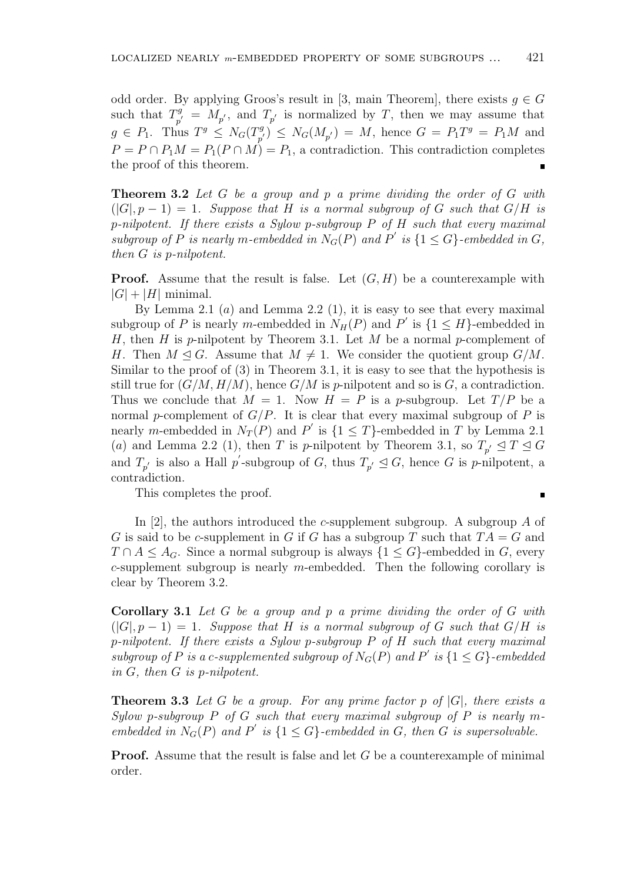odd order. By applying Groos's result in [3, main Theorem], there exists $g \in G$ such that $T_{p'}^g = M_{p'}$, and $T_{p'}$ is normalized by $T$, then we may assume that $g \in P_1$. Thus $T^g \leq N_G(T_{p'}^g) \leq N_G(M_{p'}) = M$, hence $G = P_1 T^g = P_1 M$ and $P = P \cap P_1 M = P_1(P \cap M) = P_1$, a contradiction. This contradiction completes the proof of this theorem. ∎

**Theorem 3.2** *Let $G$ be a group and $p$ a prime dividing the order of $G$ with $(|G|, p-1) = 1$. Suppose that $H$ is a normal subgroup of $G$ such that $G/H$ is $p$-nilpotent. If there exists a Sylow $p$-subgroup $P$ of $H$ such that every maximal subgroup of $P$ is nearly $m$-embedded in $N_G(P)$ and $P'$ is $\{1 \leq G\}$-embedded in $G$, then $G$ is $p$-nilpotent.*

**Proof.** Assume that the result is false. Let $(G, H)$ be a counterexample with $|G| + |H|$ minimal.

By Lemma 2.1 $(a)$ and Lemma 2.2 (1), it is easy to see that every maximal subgroup of $P$ is nearly $m$-embedded in $N_H(P)$ and $P'$ is $\{1 \leq H\}$-embedded in $H$, then $H$ is $p$-nilpotent by Theorem 3.1. Let $M$ be a normal $p$-complement of $H$. Then $M \trianglelefteq G$. Assume that $M \neq 1$. We consider the quotient group $G/M$. Similar to the proof of (3) in Theorem 3.1, it is easy to see that the hypothesis is still true for $(G/M, H/M)$, hence $G/M$ is $p$-nilpotent and so is $G$, a contradiction. Thus we conclude that $M = 1$. Now $H = P$ is a $p$-subgroup. Let $T/P$ be a normal $p$-complement of $G/P$. It is clear that every maximal subgroup of $P$ is nearly $m$-embedded in $N_T(P)$ and $P'$ is $\{1 \leq T\}$-embedded in $T$ by Lemma 2.1 $(a)$ and Lemma 2.2 (1), then $T$ is $p$-nilpotent by Theorem 3.1, so $T_{p'} \trianglelefteq T \trianglelefteq G$ and $T_{p'}$ is also a Hall $p'$-subgroup of $G$, thus $T_{p'} \trianglelefteq G$, hence $G$ is $p$-nilpotent, a contradiction.

This completes the proof. ∎

In [2], the authors introduced the $c$-supplement subgroup. A subgroup $A$ of $G$ is said to be $c$-supplement in $G$ if $G$ has a subgroup $T$ such that $TA = G$ and $T \cap A \leq A_G$. Since a normal subgroup is always $\{1 \leq G\}$-embedded in $G$, every $c$-supplement subgroup is nearly $m$-embedded. Then the following corollary is clear by Theorem 3.2.

**Corollary 3.1** *Let $G$ be a group and $p$ a prime dividing the order of $G$ with $(|G|, p-1) = 1$. Suppose that $H$ is a normal subgroup of $G$ such that $G/H$ is $p$-nilpotent. If there exists a Sylow $p$-subgroup $P$ of $H$ such that every maximal subgroup of $P$ is a $c$-supplemented subgroup of $N_G(P)$ and $P'$ is $\{1 \leq G\}$-embedded in $G$, then $G$ is $p$-nilpotent.*

**Theorem 3.3** *Let $G$ be a group. For any prime factor $p$ of $|G|$, there exists a Sylow $p$-subgroup $P$ of $G$ such that every maximal subgroup of $P$ is nearly $m$-embedded in $N_G(P)$ and $P'$ is $\{1 \leq G\}$-embedded in $G$, then $G$ is supersolvable.*

**Proof.** Assume that the result is false and let $G$ be a counterexample of minimal order.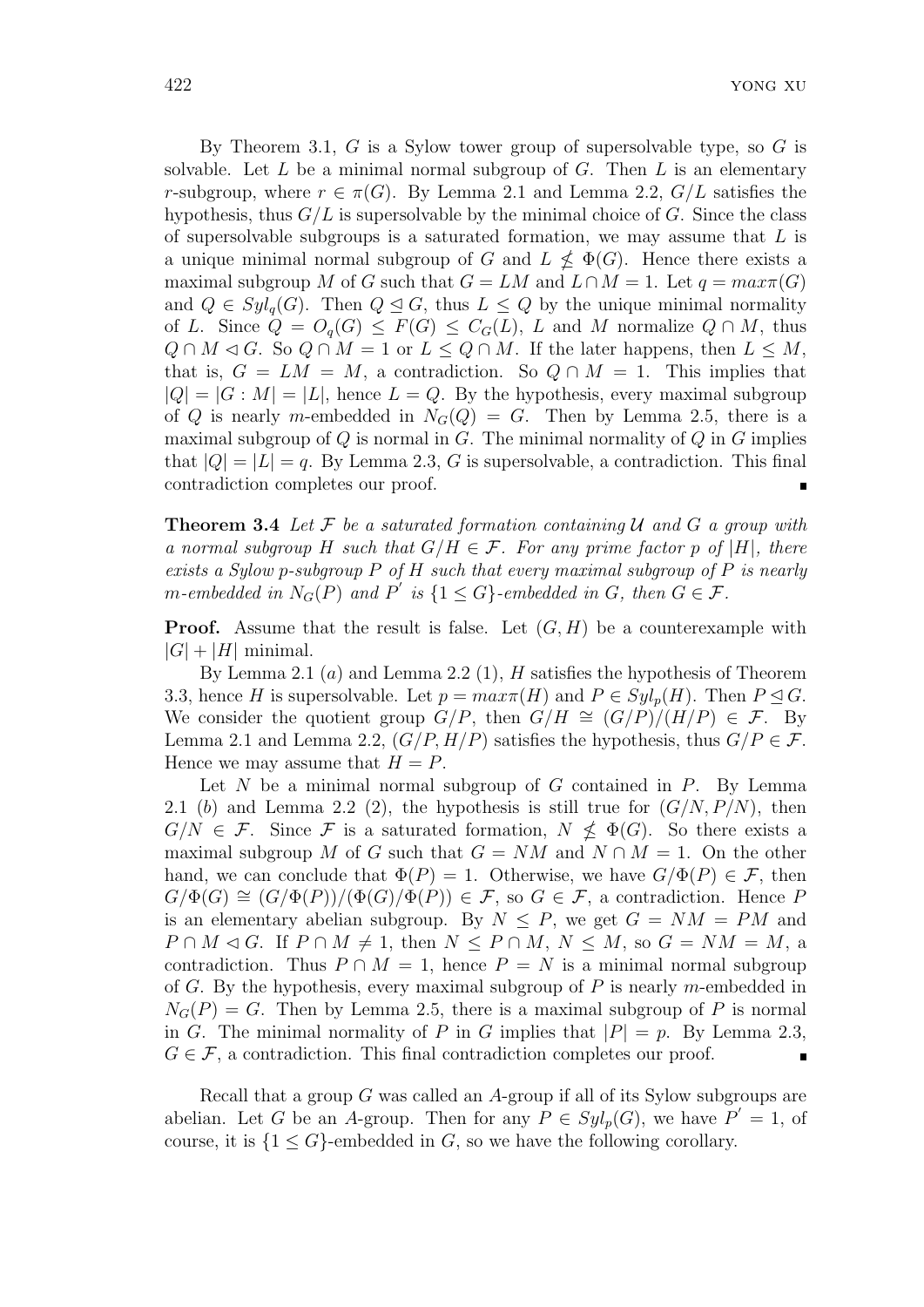By Theorem 3.1, $G$ is a Sylow tower group of supersolvable type, so $G$ is solvable. Let $L$ be a minimal normal subgroup of $G$. Then $L$ is an elementary $r$-subgroup, where $r \in \pi(G)$. By Lemma 2.1 and Lemma 2.2, $G/L$ satisfies the hypothesis, thus $G/L$ is supersolvable by the minimal choice of $G$. Since the class of supersolvable subgroups is a saturated formation, we may assume that $L$ is a unique minimal normal subgroup of $G$ and $L \nleq \Phi(G)$. Hence there exists a maximal subgroup $M$ of $G$ such that $G = LM$ and $L \cap M = 1$. Let $q = max\pi(G)$ and $Q \in Syl_q(G)$. Then $Q \trianglelefteq G$, thus $L \leq Q$ by the unique minimal normality of $L$. Since $Q = O_q(G) \leq F(G) \leq C_G(L)$, $L$ and $M$ normalize $Q \cap M$, thus $Q \cap M \lhd G$. So $Q \cap M = 1$ or $L \leq Q \cap M$. If the later happens, then $L \leq M$, that is, $G = LM = M$, a contradiction. So $Q \cap M = 1$. This implies that $|Q| = |G : M| = |L|$, hence $L = Q$. By the hypothesis, every maximal subgroup of $Q$ is nearly $m$-embedded in $N_G(Q) = G$. Then by Lemma 2.5, there is a maximal subgroup of $Q$ is normal in $G$. The minimal normality of $Q$ in $G$ implies that $|Q| = |L| = q$. By Lemma 2.3, $G$ is supersolvable, a contradiction. This final contradiction completes our proof. ∎

**Theorem 3.4** *Let $\mathcal{F}$ be a saturated formation containing $\mathcal{U}$ and $G$ a group with a normal subgroup $H$ such that $G/H \in \mathcal{F}$. For any prime factor $p$ of $|H|$, there exists a Sylow $p$-subgroup $P$ of $H$ such that every maximal subgroup of $P$ is nearly $m$-embedded in $N_G(P)$ and $P'$ is $\{1 \leq G\}$-embedded in $G$, then $G \in \mathcal{F}$.*

**Proof.** Assume that the result is false. Let $(G, H)$ be a counterexample with $|G| + |H|$ minimal.

By Lemma 2.1 $(a)$ and Lemma 2.2 (1), $H$ satisfies the hypothesis of Theorem 3.3, hence $H$ is supersolvable. Let $p = max\pi(H)$ and $P \in Syl_p(H)$. Then $P \trianglelefteq G$. We consider the quotient group $G/P$, then $G/H \cong (G/P)/(H/P) \in \mathcal{F}$. By Lemma 2.1 and Lemma 2.2, $(G/P, H/P)$ satisfies the hypothesis, thus $G/P \in \mathcal{F}$. Hence we may assume that $H = P$.

Let $N$ be a minimal normal subgroup of $G$ contained in $P$. By Lemma 2.1 $(b)$ and Lemma 2.2 (2), the hypothesis is still true for $(G/N, P/N)$, then $G/N \in \mathcal{F}$. Since $\mathcal{F}$ is a saturated formation, $N \nleq \Phi(G)$. So there exists a maximal subgroup $M$ of $G$ such that $G = NM$ and $N \cap M = 1$. On the other hand, we can conclude that $\Phi(P) = 1$. Otherwise, we have $G/\Phi(P) \in \mathcal{F}$, then $G/\Phi(G) \cong (G/\Phi(P))/(\Phi(G)/\Phi(P)) \in \mathcal{F}$, so $G \in \mathcal{F}$, a contradiction. Hence $P$ is an elementary abelian subgroup. By $N \leq P$, we get $G = NM = PM$ and $P \cap M \lhd G$. If $P \cap M \neq 1$, then $N \leq P \cap M$, $N \leq M$, so $G = NM = M$, a contradiction. Thus $P \cap M = 1$, hence $P = N$ is a minimal normal subgroup of $G$. By the hypothesis, every maximal subgroup of $P$ is nearly $m$-embedded in $N_G(P) = G$. Then by Lemma 2.5, there is a maximal subgroup of $P$ is normal in $G$. The minimal normality of $P$ in $G$ implies that $|P| = p$. By Lemma 2.3, $G \in \mathcal{F}$, a contradiction. This final contradiction completes our proof. ∎

Recall that a group $G$ was called an $A$-group if all of its Sylow subgroups are abelian. Let $G$ be an $A$-group. Then for any $P \in Syl_p(G)$, we have $P' = 1$, of course, it is $\{1 \leq G\}$-embedded in $G$, so we have the following corollary.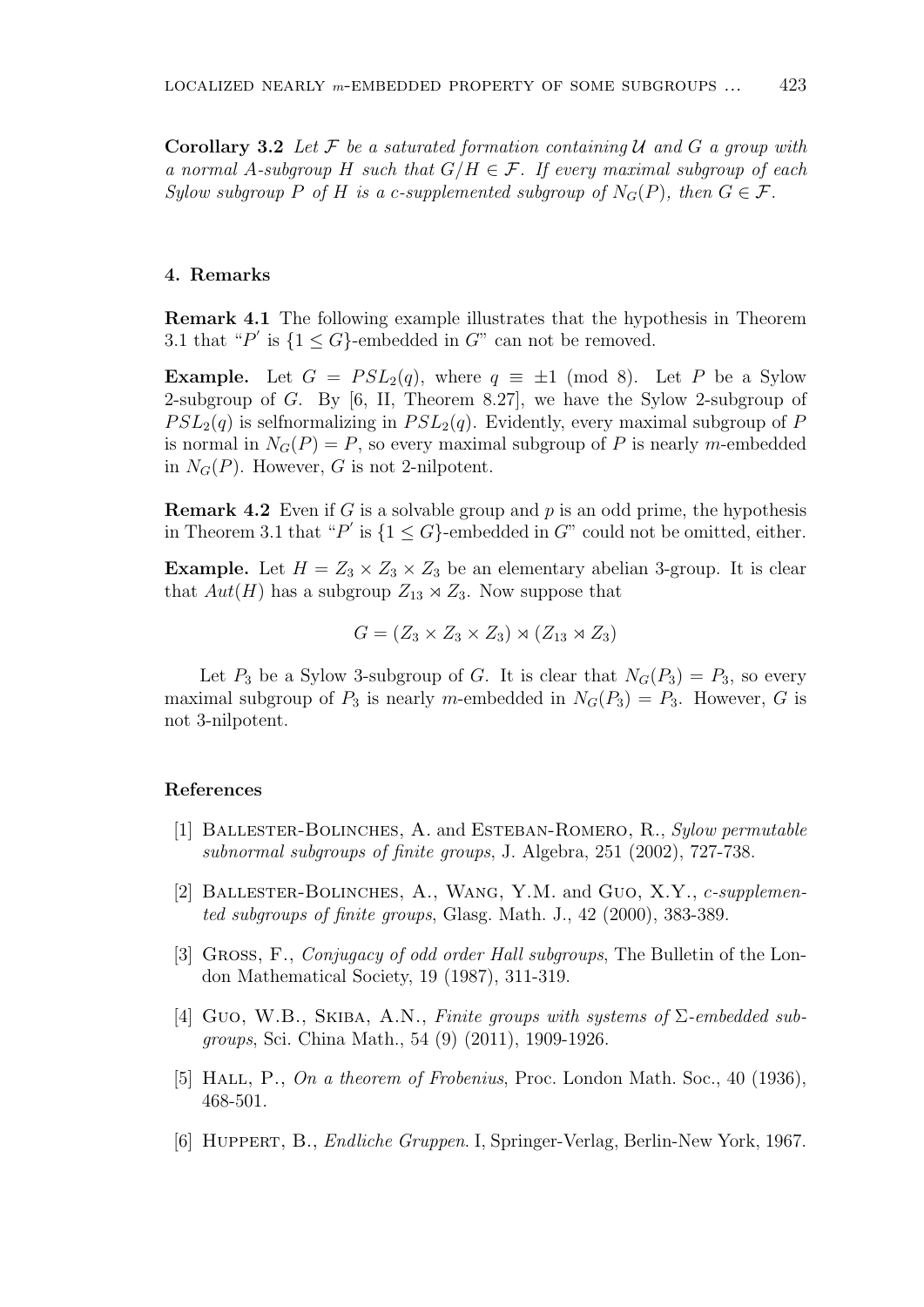**Corollary 3.2** *Let $\mathcal{F}$ be a saturated formation containing $\mathcal{U}$ and $G$ a group with a normal $A$-subgroup $H$ such that $G/H \in \mathcal{F}$. If every maximal subgroup of each Sylow subgroup $P$ of $H$ is a c-supplemented subgroup of $N_G(P)$, then $G \in \mathcal{F}$.*

## 4. Remarks

**Remark 4.1** The following example illustrates that the hypothesis in Theorem 3.1 that "$P'$ is $\{1 \leq G\}$-embedded in $G$" can not be removed.

**Example.** Let $G = PSL_2(q)$, where $q \equiv \pm 1 \pmod 8$. Let $P$ be a Sylow 2-subgroup of $G$. By [6, II, Theorem 8.27], we have the Sylow 2-subgroup of $PSL_2(q)$ is selfnormalizing in $PSL_2(q)$. Evidently, every maximal subgroup of $P$ is normal in $N_G(P) = P$, so every maximal subgroup of $P$ is nearly $m$-embedded in $N_G(P)$. However, $G$ is not 2-nilpotent.

**Remark 4.2** Even if $G$ is a solvable group and $p$ is an odd prime, the hypothesis in Theorem 3.1 that "$P'$ is $\{1 \leq G\}$-embedded in $G$" could not be omitted, either.

**Example.** Let $H = Z_3 \times Z_3 \times Z_3$ be an elementary abelian 3-group. It is clear that $Aut(H)$ has a subgroup $Z_{13} \rtimes Z_3$. Now suppose that

$$G = (Z_3 \times Z_3 \times Z_3) \rtimes (Z_{13} \rtimes Z_3)$$

Let $P_3$ be a Sylow 3-subgroup of $G$. It is clear that $N_G(P_3) = P_3$, so every maximal subgroup of $P_3$ is nearly $m$-embedded in $N_G(P_3) = P_3$. However, $G$ is not 3-nilpotent.

## References

[1] Ballester-Bolinches, A. and Esteban-Romero, R., *Sylow permutable subnormal subgroups of finite groups*, J. Algebra, 251 (2002), 727-738.

[2] Ballester-Bolinches, A., Wang, Y.M. and Guo, X.Y., *c-supplemented subgroups of finite groups*, Glasg. Math. J., 42 (2000), 383-389.

[3] Gross, F., *Conjugacy of odd order Hall subgroups*, The Bulletin of the London Mathematical Society, 19 (1987), 311-319.

[4] Guo, W.B., Skiba, A.N., *Finite groups with systems of $\Sigma$-embedded subgroups*, Sci. China Math., 54 (9) (2011), 1909-1926.

[5] Hall, P., *On a theorem of Frobenius*, Proc. London Math. Soc., 40 (1936), 468-501.

[6] Huppert, B., *Endliche Gruppen*. I, Springer-Verlag, Berlin-New York, 1967.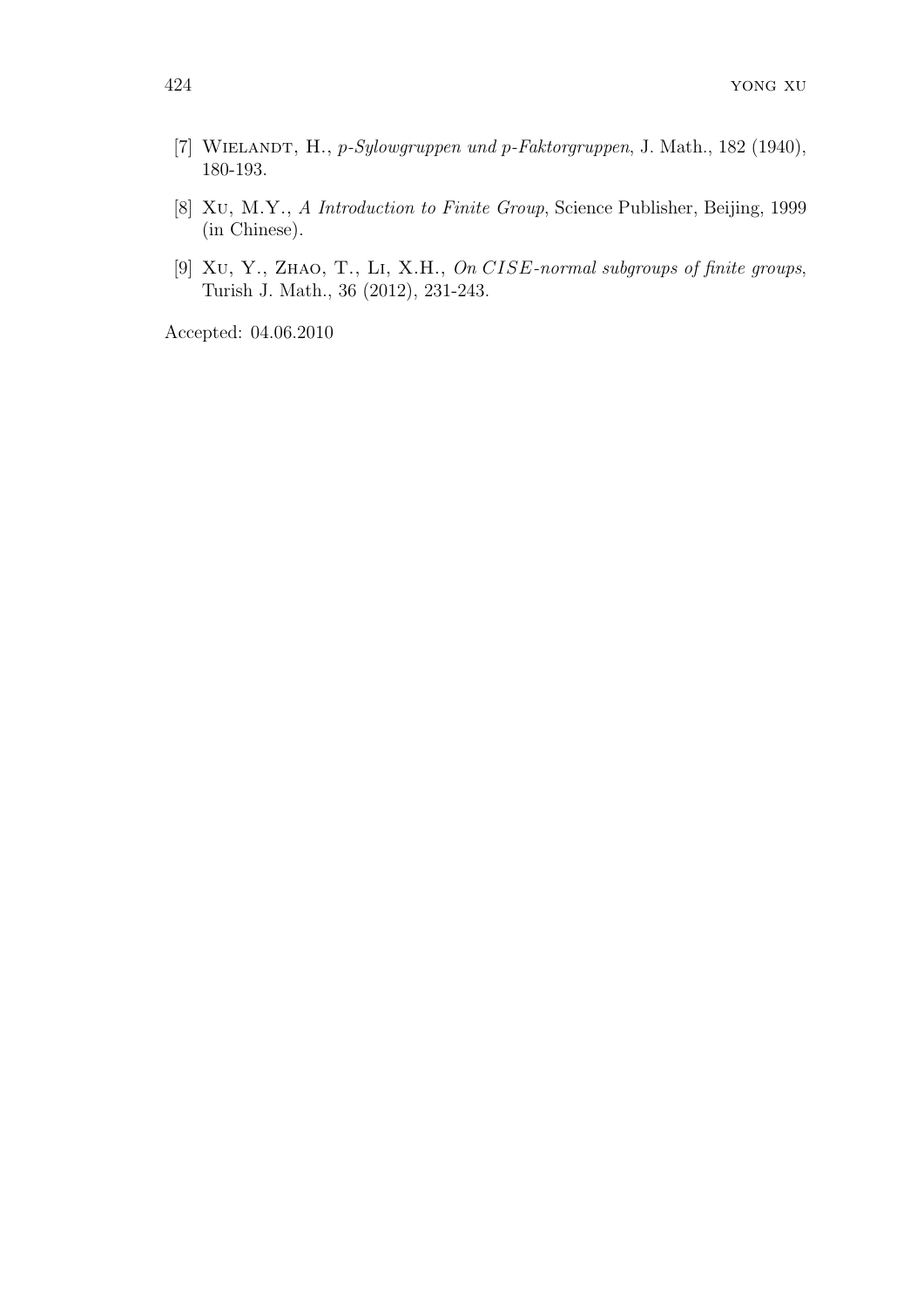[7] Wielandt, H., *p-Sylowgruppen und p-Faktorgruppen*, J. Math., 182 (1940), 180-193.

[8] Xu, M.Y., *A Introduction to Finite Group*, Science Publisher, Beijing, 1999 (in Chinese).

[9] Xu, Y., Zhao, T., Li, X.H., *On $CISE$-normal subgroups of finite groups*, Turish J. Math., 36 (2012), 231-243.

Accepted: 04.06.2010